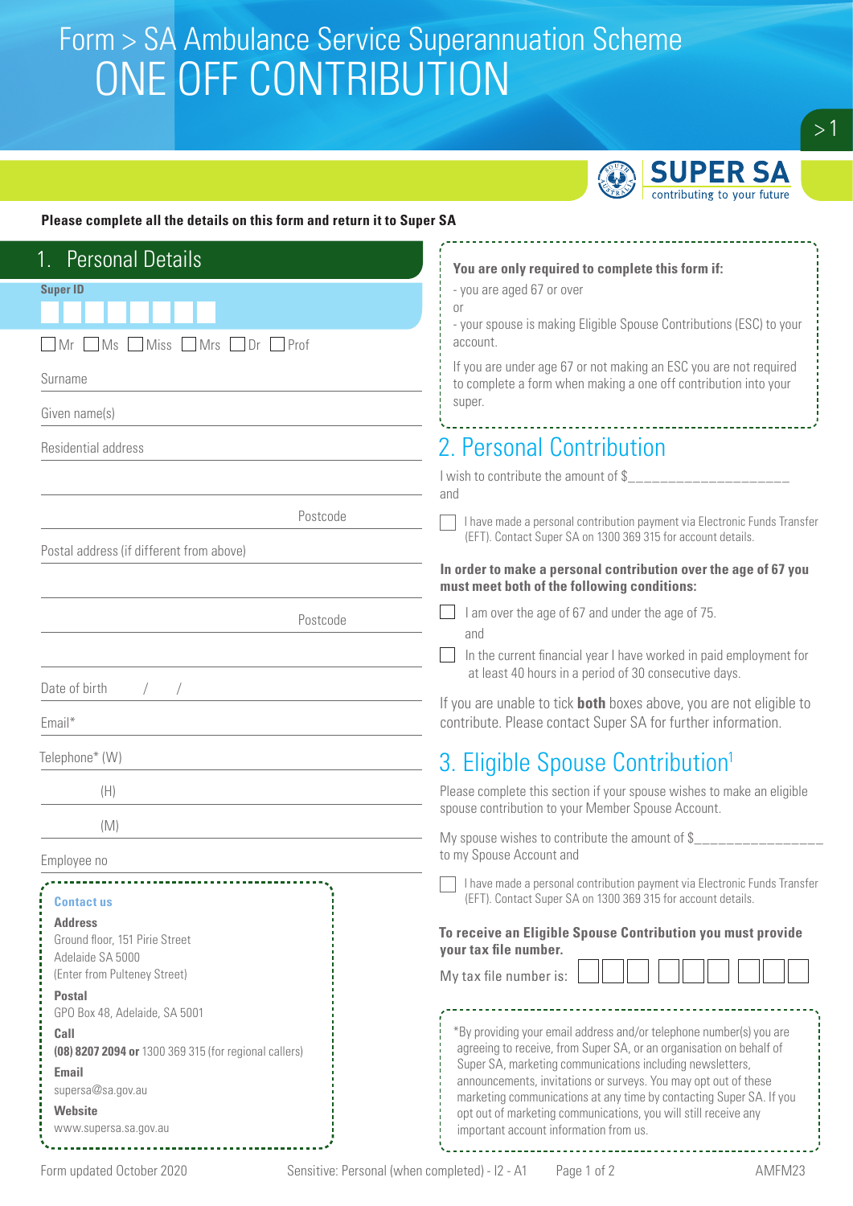# Form > SA Ambulance Service Superannuation Scheme
# ONE OFF CONTRIBUTION

SUPER SA
contributing to your future

**Please complete all the details on this form and return it to Super SA**

## 1. Personal Details

**Super ID**

☐ Mr ☐ Ms ☐ Miss ☐ Mrs ☐ Dr ☐ Prof

Surname

Given name(s)

Residential address

Postcode

Postal address (if different from above)

Postcode

Date of birth / /

Email*

Telephone* (W)

(H)

(M)

Employee no

**Contact us**

**Address**
Ground floor, 151 Pirie Street
Adelaide SA 5000
(Enter from Pulteney Street)

**Postal**
GPO Box 48, Adelaide, SA 5001

**Call**
**(08) 8207 2094 or** 1300 369 315 (for regional callers)

**Email**
supersa@sa.gov.au

**Website**
www.supersa.sa.gov.au

**You are only required to complete this form if:**

- you are aged 67 or over

or

- your spouse is making Eligible Spouse Contributions (ESC) to your account.

If you are under age 67 or not making an ESC you are not required to complete a form when making a one off contribution into your super.

## 2. Personal Contribution

I wish to contribute the amount of $____________________
and

☐ I have made a personal contribution payment via Electronic Funds Transfer (EFT). Contact Super SA on 1300 369 315 for account details.

**In order to make a personal contribution over the age of 67 you must meet both of the following conditions:**

☐ I am over the age of 67 and under the age of 75.

and

☐ In the current financial year I have worked in paid employment for at least 40 hours in a period of 30 consecutive days.

If you are unable to tick **both** boxes above, you are not eligible to contribute. Please contact Super SA for further information.

## 3. Eligible Spouse Contribution[1]

Please complete this section if your spouse wishes to make an eligible spouse contribution to your Member Spouse Account.

My spouse wishes to contribute the amount of $________________
to my Spouse Account and

☐ I have made a personal contribution payment via Electronic Funds Transfer (EFT). Contact Super SA on 1300 369 315 for account details.

**To receive an Eligible Spouse Contribution you must provide your tax file number.**

My tax file number is: ☐☐☐ ☐☐☐ ☐☐☐

*By providing your email address and/or telephone number(s) you are agreeing to receive, from Super SA, or an organisation on behalf of Super SA, marketing communications including newsletters, announcements, invitations or surveys. You may opt out of these marketing communications at any time by contacting Super SA. If you opt out of marketing communications, you will still receive any important account information from us.

Form updated October 2020 Sensitive: Personal (when completed) - I2 - A1 AMFM23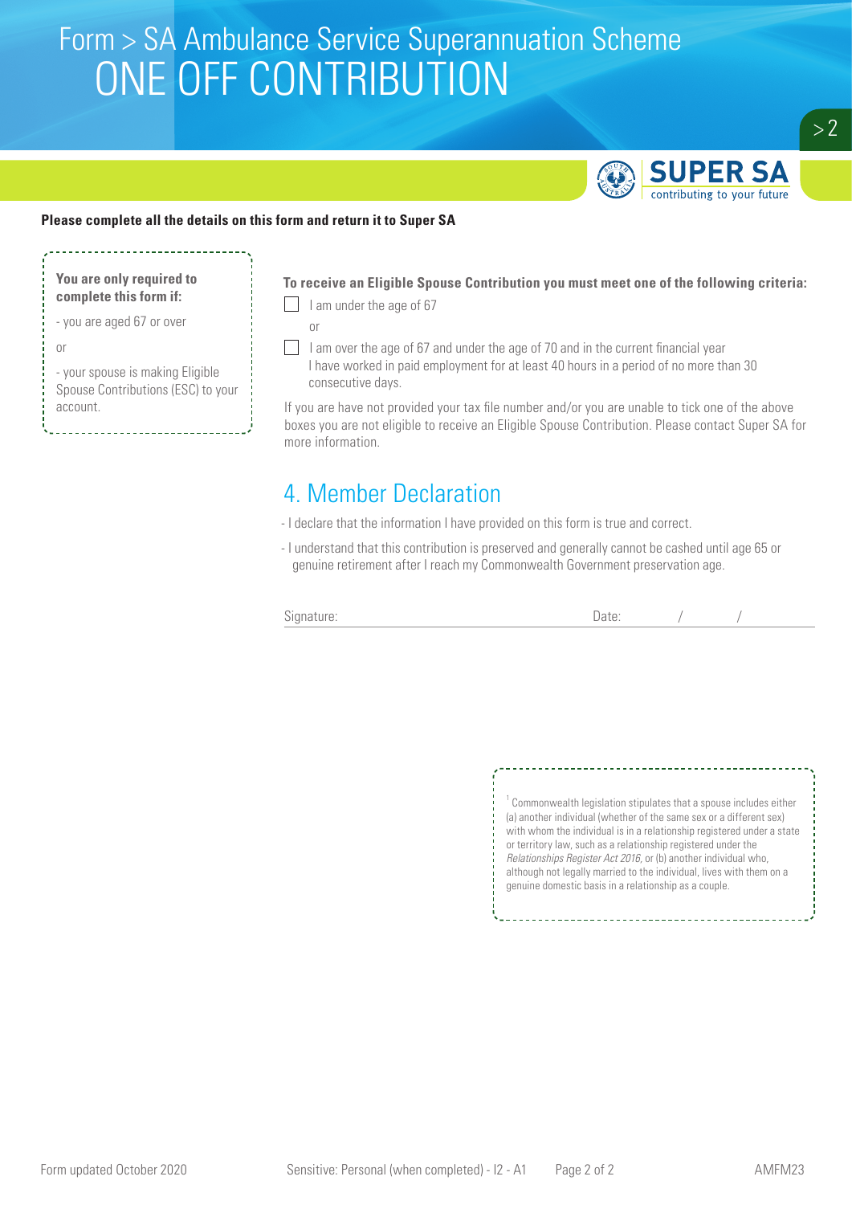# Form > SA Ambulance Service Superannuation Scheme ONE OFF CONTRIBUTION

**Please complete all the details on this form and return it to Super SA**

**You are only required to complete this form if:**

- you are aged 67 or over

or

- your spouse is making Eligible Spouse Contributions (ESC) to your account.

**To receive an Eligible Spouse Contribution you must meet one of the following criteria:**

☐ I am under the age of 67

or

☐ I am over the age of 67 and under the age of 70 and in the current financial year I have worked in paid employment for at least 40 hours in a period of no more than 30 consecutive days.

If you are have not provided your tax file number and/or you are unable to tick one of the above boxes you are not eligible to receive an Eligible Spouse Contribution. Please contact Super SA for more information.

## 4. Member Declaration

- I declare that the information I have provided on this form is true and correct.
- I understand that this contribution is preserved and generally cannot be cashed until age 65 or genuine retirement after I reach my Commonwealth Government preservation age.

Signature: Date: / /

[1] Commonwealth legislation stipulates that a spouse includes either (a) another individual (whether of the same sex or a different sex) with whom the individual is in a relationship registered under a state or territory law, such as a relationship registered under the *Relationships Register Act 2016*, or (b) another individual who, although not legally married to the individual, lives with them on a genuine domestic basis in a relationship as a couple.

Form updated October 2020 Sensitive: Personal (when completed) - I2 - A1 AMFM23